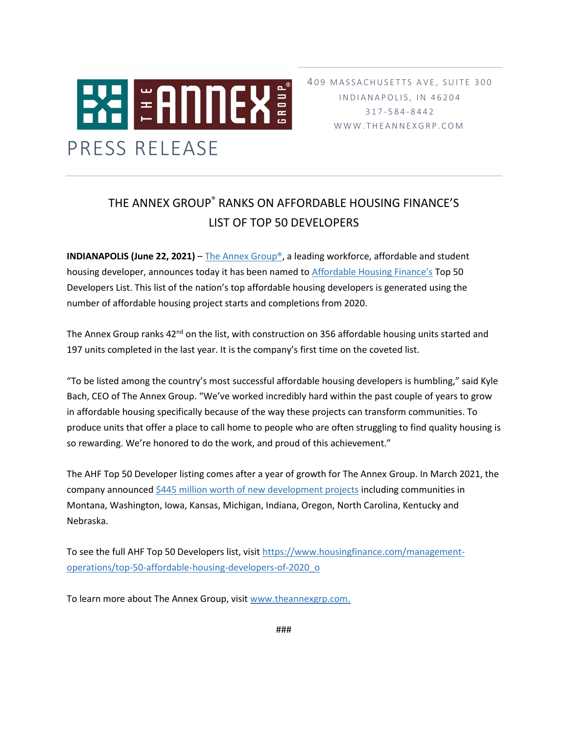409 MASSACHUSETTS AVE, SUITE 300
INDIANAPOLIS, IN 46204
317-584-8442
WWW.THEANNEXGRP.COM

# PRESS RELEASE

## THE ANNEX GROUP® RANKS ON AFFORDABLE HOUSING FINANCE'S LIST OF TOP 50 DEVELOPERS

**INDIANAPOLIS (June 22, 2021)** – The Annex Group®, a leading workforce, affordable and student housing developer, announces today it has been named to Affordable Housing Finance's Top 50 Developers List. This list of the nation's top affordable housing developers is generated using the number of affordable housing project starts and completions from 2020.

The Annex Group ranks 42nd on the list, with construction on 356 affordable housing units started and 197 units completed in the last year. It is the company's first time on the coveted list.

"To be listed among the country's most successful affordable housing developers is humbling," said Kyle Bach, CEO of The Annex Group. "We've worked incredibly hard within the past couple of years to grow in affordable housing specifically because of the way these projects can transform communities. To produce units that offer a place to call home to people who are often struggling to find quality housing is so rewarding. We're honored to do the work, and proud of this achievement."

The AHF Top 50 Developer listing comes after a year of growth for The Annex Group. In March 2021, the company announced $445 million worth of new development projects including communities in Montana, Washington, Iowa, Kansas, Michigan, Indiana, Oregon, North Carolina, Kentucky and Nebraska.

To see the full AHF Top 50 Developers list, visit https://www.housingfinance.com/management-operations/top-50-affordable-housing-developers-of-2020_o

To learn more about The Annex Group, visit www.theannexgrp.com.

###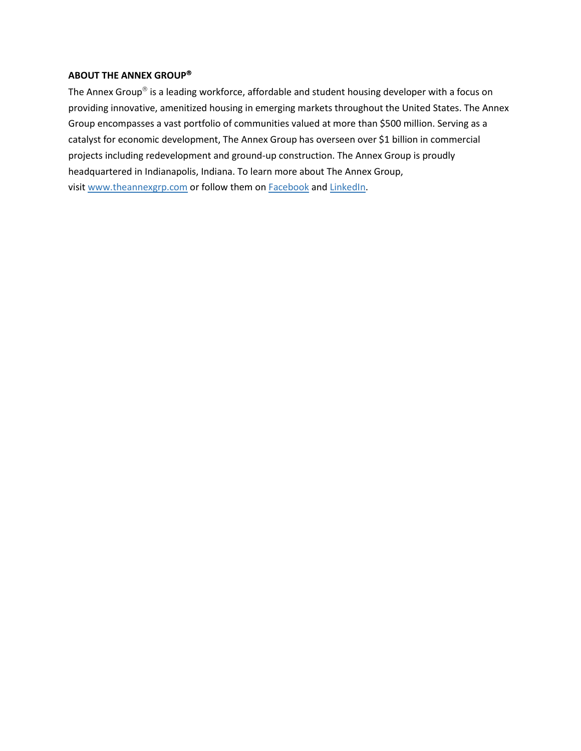**ABOUT THE ANNEX GROUP®**

The Annex Group® is a leading workforce, affordable and student housing developer with a focus on providing innovative, amenitized housing in emerging markets throughout the United States. The Annex Group encompasses a vast portfolio of communities valued at more than $500 million. Serving as a catalyst for economic development, The Annex Group has overseen over $1 billion in commercial projects including redevelopment and ground-up construction. The Annex Group is proudly headquartered in Indianapolis, Indiana. To learn more about The Annex Group, visit www.theannexgrp.com or follow them on Facebook and LinkedIn.